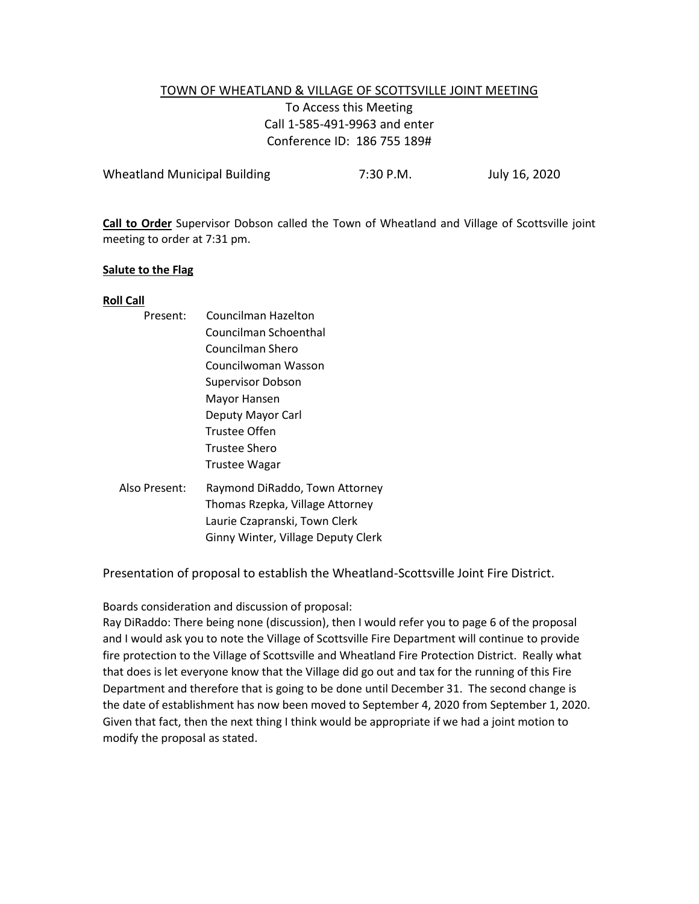# TOWN OF WHEATLAND & VILLAGE OF SCOTTSVILLE JOINT MEETING

To Access this Meeting
Call 1-585-491-9963 and enter
Conference ID: 186 755 189#

Wheatland Municipal Building 7:30 P.M. July 16, 2020

**Call to Order** Supervisor Dobson called the Town of Wheatland and Village of Scottsville joint meeting to order at 7:31 pm.

**Salute to the Flag**

**Roll Call**

Present:
- Councilman Hazelton
- Councilman Schoenthal
- Councilman Shero
- Councilwoman Wasson
- Supervisor Dobson
- Mayor Hansen
- Deputy Mayor Carl
- Trustee Offen
- Trustee Shero
- Trustee Wagar

Also Present:
- Raymond DiRaddo, Town Attorney
- Thomas Rzepka, Village Attorney
- Laurie Czapranski, Town Clerk
- Ginny Winter, Village Deputy Clerk

Presentation of proposal to establish the Wheatland-Scottsville Joint Fire District.

Boards consideration and discussion of proposal:
Ray DiRaddo: There being none (discussion), then I would refer you to page 6 of the proposal and I would ask you to note the Village of Scottsville Fire Department will continue to provide fire protection to the Village of Scottsville and Wheatland Fire Protection District. Really what that does is let everyone know that the Village did go out and tax for the running of this Fire Department and therefore that is going to be done until December 31. The second change is the date of establishment has now been moved to September 4, 2020 from September 1, 2020. Given that fact, then the next thing I think would be appropriate if we had a joint motion to modify the proposal as stated.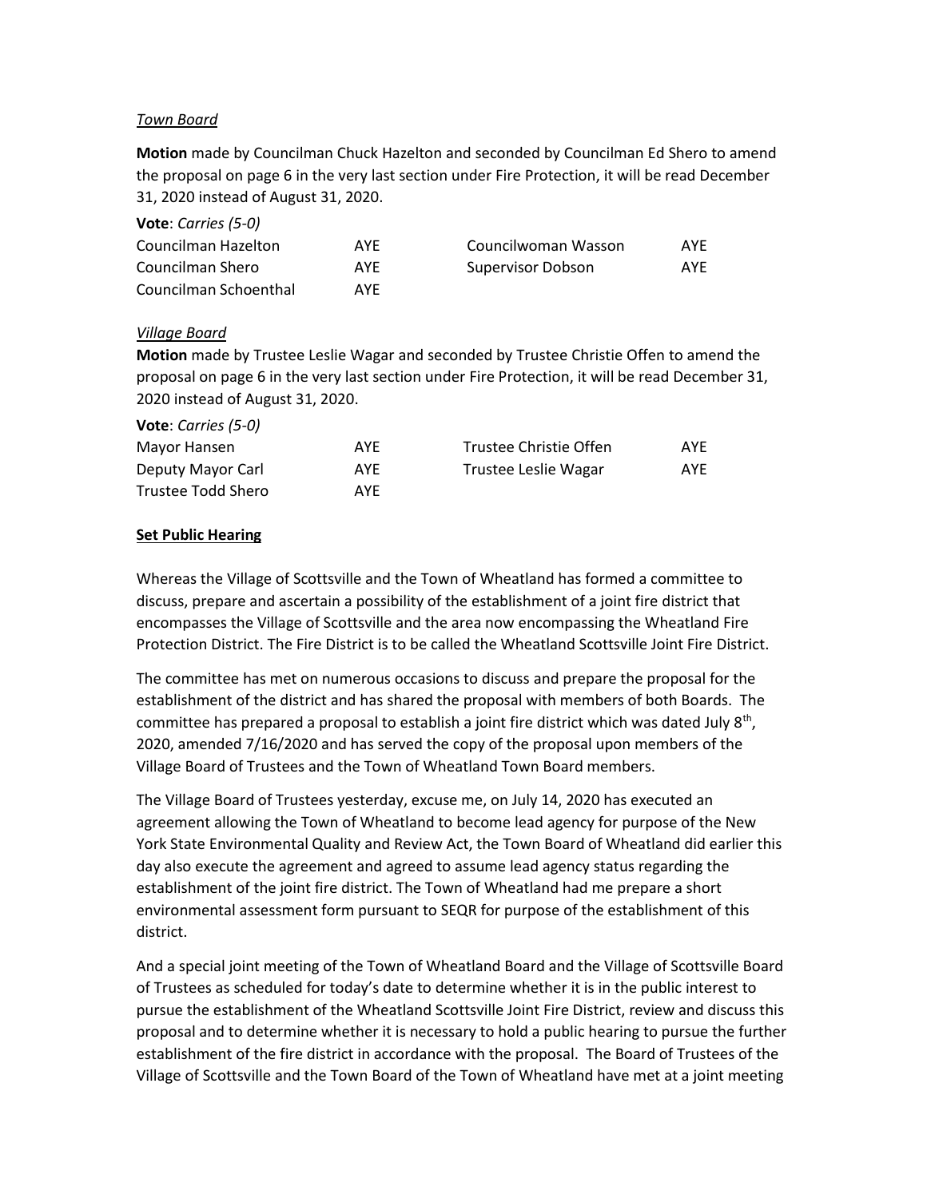*Town Board*

**Motion** made by Councilman Chuck Hazelton and seconded by Councilman Ed Shero to amend the proposal on page 6 in the very last section under Fire Protection, it will be read December 31, 2020 instead of August 31, 2020.

**Vote**: *Carries (5-0)*

| | | | |
|---|---|---|---|
| Councilman Hazelton | AYE | Councilwoman Wasson | AYE |
| Councilman Shero | AYE | Supervisor Dobson | AYE |
| Councilman Schoenthal | AYE | | |

*Village Board*

**Motion** made by Trustee Leslie Wagar and seconded by Trustee Christie Offen to amend the proposal on page 6 in the very last section under Fire Protection, it will be read December 31, 2020 instead of August 31, 2020.

**Vote**: *Carries (5-0)*

| | | | |
|---|---|---|---|
| Mayor Hansen | AYE | Trustee Christie Offen | AYE |
| Deputy Mayor Carl | AYE | Trustee Leslie Wagar | AYE |
| Trustee Todd Shero | AYE | | |

**Set Public Hearing**

Whereas the Village of Scottsville and the Town of Wheatland has formed a committee to discuss, prepare and ascertain a possibility of the establishment of a joint fire district that encompasses the Village of Scottsville and the area now encompassing the Wheatland Fire Protection District. The Fire District is to be called the Wheatland Scottsville Joint Fire District.

The committee has met on numerous occasions to discuss and prepare the proposal for the establishment of the district and has shared the proposal with members of both Boards. The committee has prepared a proposal to establish a joint fire district which was dated July 8th, 2020, amended 7/16/2020 and has served the copy of the proposal upon members of the Village Board of Trustees and the Town of Wheatland Town Board members.

The Village Board of Trustees yesterday, excuse me, on July 14, 2020 has executed an agreement allowing the Town of Wheatland to become lead agency for purpose of the New York State Environmental Quality and Review Act, the Town Board of Wheatland did earlier this day also execute the agreement and agreed to assume lead agency status regarding the establishment of the joint fire district. The Town of Wheatland had me prepare a short environmental assessment form pursuant to SEQR for purpose of the establishment of this district.

And a special joint meeting of the Town of Wheatland Board and the Village of Scottsville Board of Trustees as scheduled for today's date to determine whether it is in the public interest to pursue the establishment of the Wheatland Scottsville Joint Fire District, review and discuss this proposal and to determine whether it is necessary to hold a public hearing to pursue the further establishment of the fire district in accordance with the proposal. The Board of Trustees of the Village of Scottsville and the Town Board of the Town of Wheatland have met at a joint meeting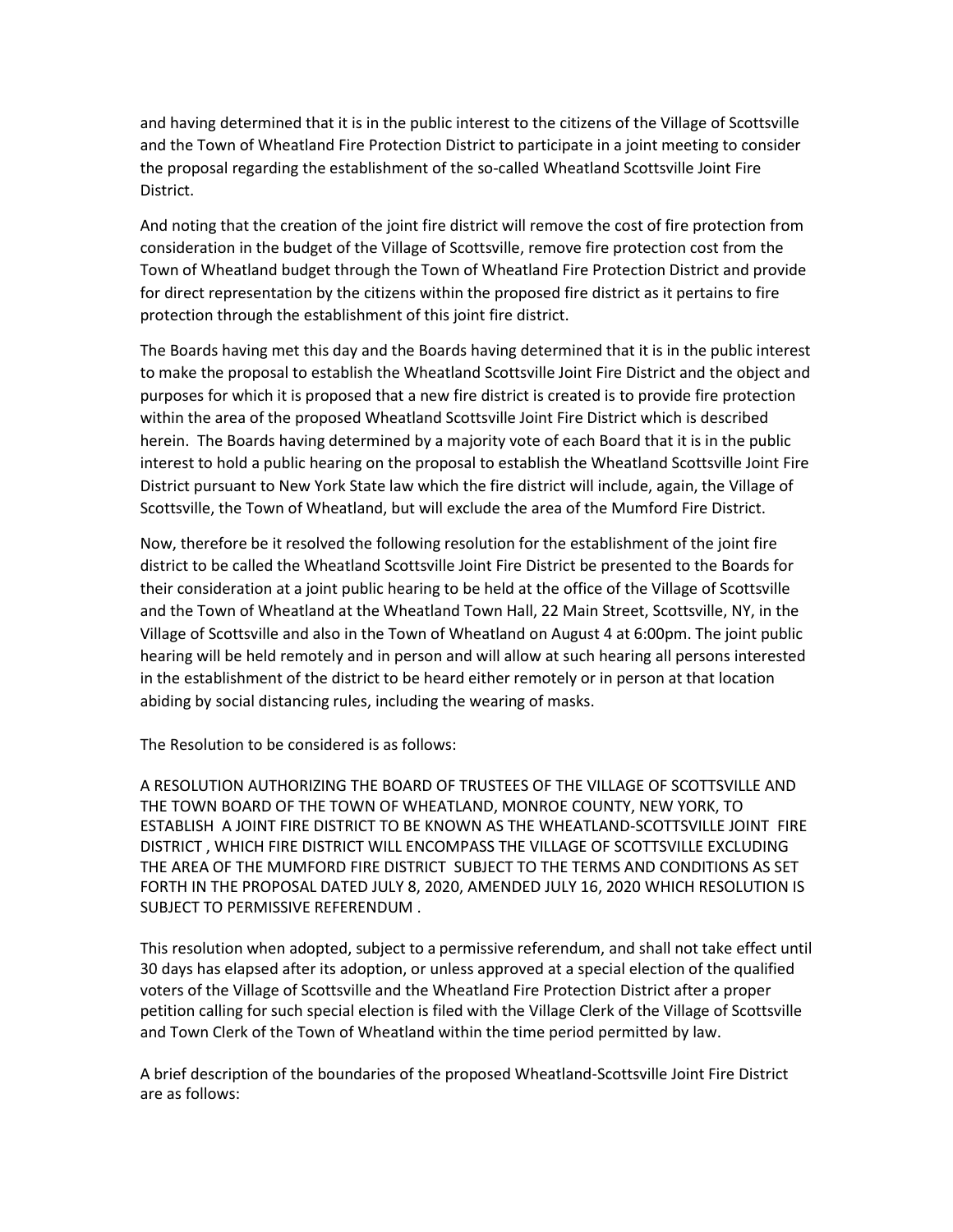and having determined that it is in the public interest to the citizens of the Village of Scottsville and the Town of Wheatland Fire Protection District to participate in a joint meeting to consider the proposal regarding the establishment of the so-called Wheatland Scottsville Joint Fire District.

And noting that the creation of the joint fire district will remove the cost of fire protection from consideration in the budget of the Village of Scottsville, remove fire protection cost from the Town of Wheatland budget through the Town of Wheatland Fire Protection District and provide for direct representation by the citizens within the proposed fire district as it pertains to fire protection through the establishment of this joint fire district.

The Boards having met this day and the Boards having determined that it is in the public interest to make the proposal to establish the Wheatland Scottsville Joint Fire District and the object and purposes for which it is proposed that a new fire district is created is to provide fire protection within the area of the proposed Wheatland Scottsville Joint Fire District which is described herein. The Boards having determined by a majority vote of each Board that it is in the public interest to hold a public hearing on the proposal to establish the Wheatland Scottsville Joint Fire District pursuant to New York State law which the fire district will include, again, the Village of Scottsville, the Town of Wheatland, but will exclude the area of the Mumford Fire District.

Now, therefore be it resolved the following resolution for the establishment of the joint fire district to be called the Wheatland Scottsville Joint Fire District be presented to the Boards for their consideration at a joint public hearing to be held at the office of the Village of Scottsville and the Town of Wheatland at the Wheatland Town Hall, 22 Main Street, Scottsville, NY, in the Village of Scottsville and also in the Town of Wheatland on August 4 at 6:00pm. The joint public hearing will be held remotely and in person and will allow at such hearing all persons interested in the establishment of the district to be heard either remotely or in person at that location abiding by social distancing rules, including the wearing of masks.

The Resolution to be considered is as follows:

A RESOLUTION AUTHORIZING THE BOARD OF TRUSTEES OF THE VILLAGE OF SCOTTSVILLE AND THE TOWN BOARD OF THE TOWN OF WHEATLAND, MONROE COUNTY, NEW YORK, TO ESTABLISH A JOINT FIRE DISTRICT TO BE KNOWN AS THE WHEATLAND-SCOTTSVILLE JOINT FIRE DISTRICT , WHICH FIRE DISTRICT WILL ENCOMPASS THE VILLAGE OF SCOTTSVILLE EXCLUDING THE AREA OF THE MUMFORD FIRE DISTRICT SUBJECT TO THE TERMS AND CONDITIONS AS SET FORTH IN THE PROPOSAL DATED JULY 8, 2020, AMENDED JULY 16, 2020 WHICH RESOLUTION IS SUBJECT TO PERMISSIVE REFERENDUM .

This resolution when adopted, subject to a permissive referendum, and shall not take effect until 30 days has elapsed after its adoption, or unless approved at a special election of the qualified voters of the Village of Scottsville and the Wheatland Fire Protection District after a proper petition calling for such special election is filed with the Village Clerk of the Village of Scottsville and Town Clerk of the Town of Wheatland within the time period permitted by law.

A brief description of the boundaries of the proposed Wheatland-Scottsville Joint Fire District are as follows: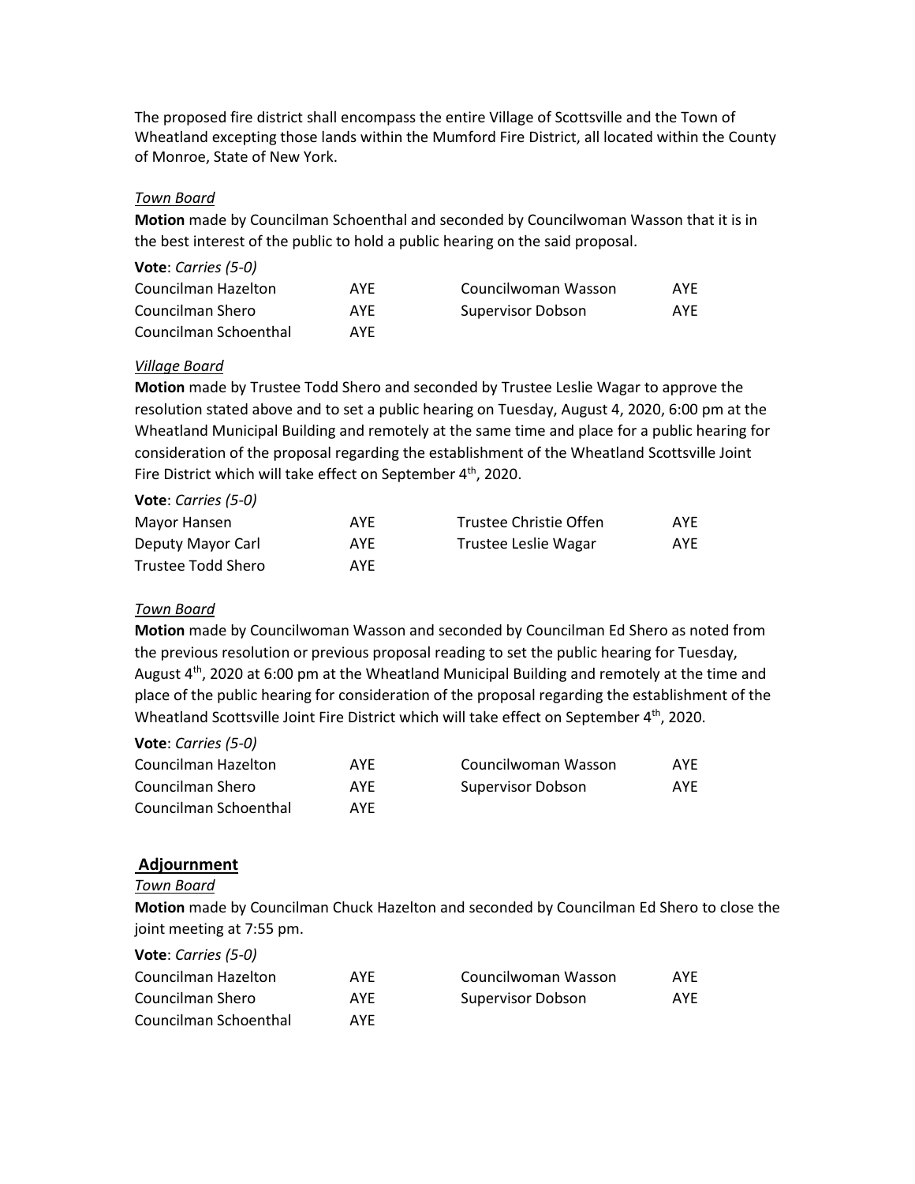The proposed fire district shall encompass the entire Village of Scottsville and the Town of Wheatland excepting those lands within the Mumford Fire District, all located within the County of Monroe, State of New York.

*Town Board*

**Motion** made by Councilman Schoenthal and seconded by Councilwoman Wasson that it is in the best interest of the public to hold a public hearing on the said proposal.

**Vote**: *Carries (5-0)*

| | | | |
|---|---|---|---|
| Councilman Hazelton | AYE | Councilwoman Wasson | AYE |
| Councilman Shero | AYE | Supervisor Dobson | AYE |
| Councilman Schoenthal | AYE | | |

*Village Board*

**Motion** made by Trustee Todd Shero and seconded by Trustee Leslie Wagar to approve the resolution stated above and to set a public hearing on Tuesday, August 4, 2020, 6:00 pm at the Wheatland Municipal Building and remotely at the same time and place for a public hearing for consideration of the proposal regarding the establishment of the Wheatland Scottsville Joint Fire District which will take effect on September 4th, 2020.

**Vote**: *Carries (5-0)*

| | | | |
|---|---|---|---|
| Mayor Hansen | AYE | Trustee Christie Offen | AYE |
| Deputy Mayor Carl | AYE | Trustee Leslie Wagar | AYE |
| Trustee Todd Shero | AYE | | |

*Town Board*

**Motion** made by Councilwoman Wasson and seconded by Councilman Ed Shero as noted from the previous resolution or previous proposal reading to set the public hearing for Tuesday, August 4th, 2020 at 6:00 pm at the Wheatland Municipal Building and remotely at the time and place of the public hearing for consideration of the proposal regarding the establishment of the Wheatland Scottsville Joint Fire District which will take effect on September 4th, 2020.

**Vote**: *Carries (5-0)*

| | | | |
|---|---|---|---|
| Councilman Hazelton | AYE | Councilwoman Wasson | AYE |
| Councilman Shero | AYE | Supervisor Dobson | AYE |
| Councilman Schoenthal | AYE | | |

## Adjournment

*Town Board*

**Motion** made by Councilman Chuck Hazelton and seconded by Councilman Ed Shero to close the joint meeting at 7:55 pm.

**Vote**: *Carries (5-0)*

| | | | |
|---|---|---|---|
| Councilman Hazelton | AYE | Councilwoman Wasson | AYE |
| Councilman Shero | AYE | Supervisor Dobson | AYE |
| Councilman Schoenthal | AYE | | |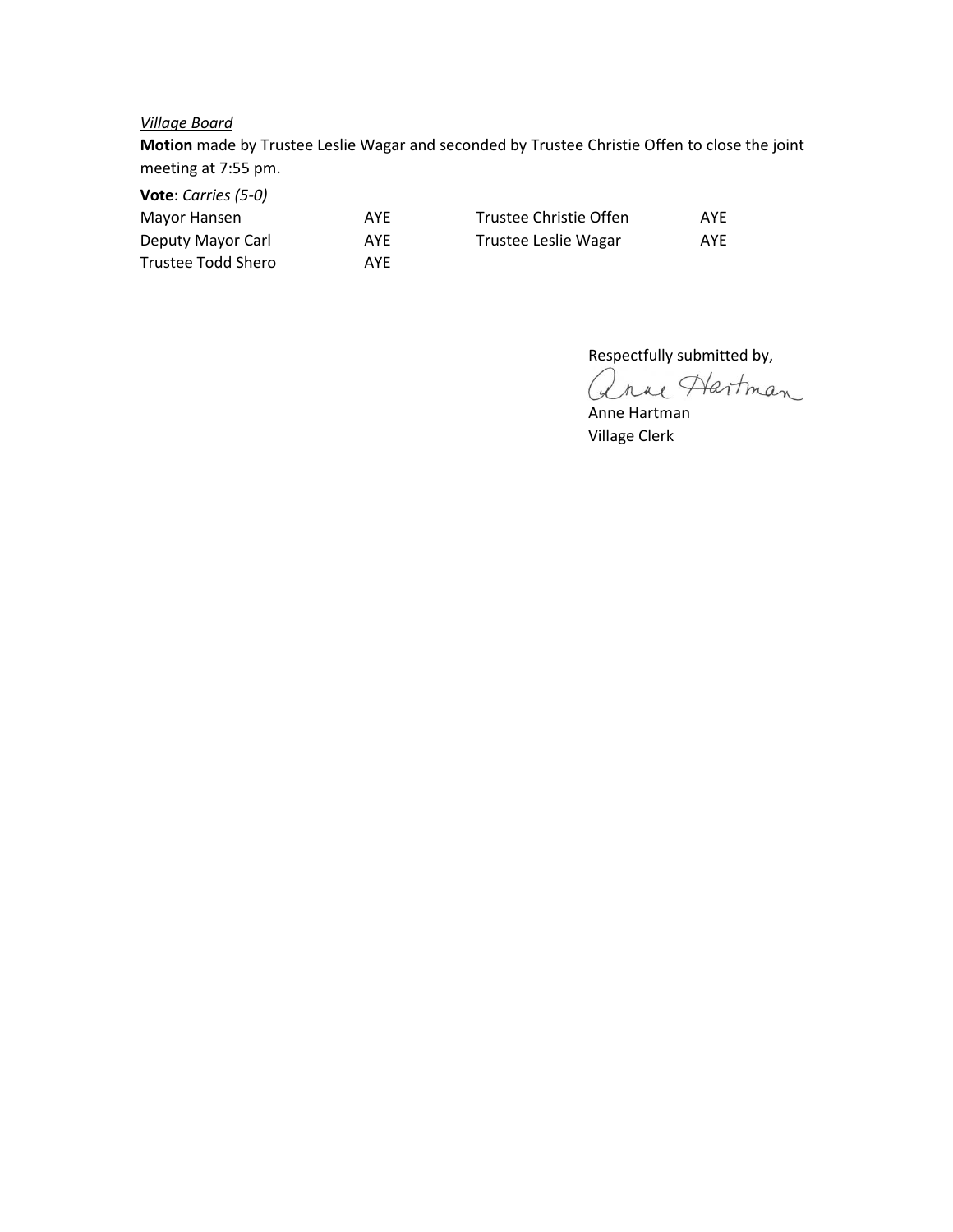*Village Board*

**Motion** made by Trustee Leslie Wagar and seconded by Trustee Christie Offen to close the joint meeting at 7:55 pm.

**Vote**: *Carries (5-0)*

| | | | |
|---|---|---|---|
| Mayor Hansen | AYE | Trustee Christie Offen | AYE |
| Deputy Mayor Carl | AYE | Trustee Leslie Wagar | AYE |
| Trustee Todd Shero | AYE | | |

Respectfully submitted by,

Anne Hartman

Anne Hartman
Village Clerk